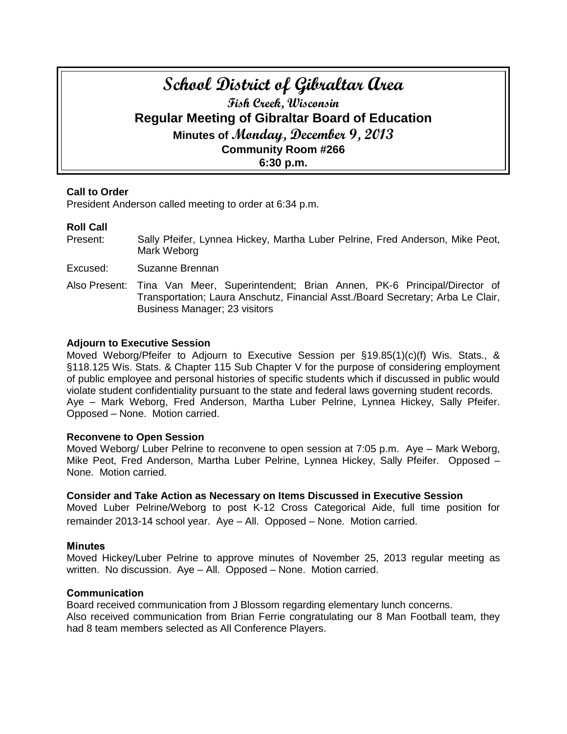# School District of Gibraltar Area

## Fish Creek, Wisconsin

## Regular Meeting of Gibraltar Board of Education

### Minutes of Monday, December 9, 2013

### Community Room #266

### 6:30 p.m.

**Call to Order**

President Anderson called meeting to order at 6:34 p.m.

**Roll Call**

Present: Sally Pfeifer, Lynnea Hickey, Martha Luber Pelrine, Fred Anderson, Mike Peot, Mark Weborg

Excused: Suzanne Brennan

Also Present: Tina Van Meer, Superintendent; Brian Annen, PK-6 Principal/Director of Transportation; Laura Anschutz, Financial Asst./Board Secretary; Arba Le Clair, Business Manager; 23 visitors

**Adjourn to Executive Session**

Moved Weborg/Pfeifer to Adjourn to Executive Session per §19.85(1)(c)(f) Wis. Stats., & §118.125 Wis. Stats. & Chapter 115 Sub Chapter V for the purpose of considering employment of public employee and personal histories of specific students which if discussed in public would violate student confidentiality pursuant to the state and federal laws governing student records. Aye – Mark Weborg, Fred Anderson, Martha Luber Pelrine, Lynnea Hickey, Sally Pfeifer. Opposed – None. Motion carried.

**Reconvene to Open Session**

Moved Weborg/ Luber Pelrine to reconvene to open session at 7:05 p.m. Aye – Mark Weborg, Mike Peot, Fred Anderson, Martha Luber Pelrine, Lynnea Hickey, Sally Pfeifer. Opposed – None. Motion carried.

**Consider and Take Action as Necessary on Items Discussed in Executive Session**

Moved Luber Pelrine/Weborg to post K-12 Cross Categorical Aide, full time position for remainder 2013-14 school year. Aye – All. Opposed – None. Motion carried.

**Minutes**

Moved Hickey/Luber Pelrine to approve minutes of November 25, 2013 regular meeting as written. No discussion. Aye – All. Opposed – None. Motion carried.

**Communication**

Board received communication from J Blossom regarding elementary lunch concerns.
Also received communication from Brian Ferrie congratulating our 8 Man Football team, they had 8 team members selected as All Conference Players.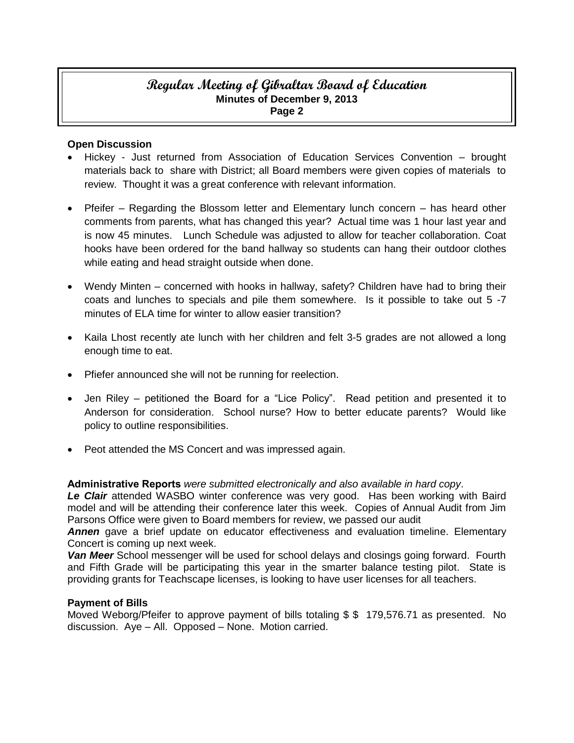**Open Discussion**

- Hickey - Just returned from Association of Education Services Convention – brought materials back to share with District; all Board members were given copies of materials to review. Thought it was a great conference with relevant information.
- Pfeifer – Regarding the Blossom letter and Elementary lunch concern – has heard other comments from parents, what has changed this year? Actual time was 1 hour last year and is now 45 minutes. Lunch Schedule was adjusted to allow for teacher collaboration. Coat hooks have been ordered for the band hallway so students can hang their outdoor clothes while eating and head straight outside when done.
- Wendy Minten – concerned with hooks in hallway, safety? Children have had to bring their coats and lunches to specials and pile them somewhere. Is it possible to take out 5 -7 minutes of ELA time for winter to allow easier transition?
- Kaila Lhost recently ate lunch with her children and felt 3-5 grades are not allowed a long enough time to eat.
- Pfiefer announced she will not be running for reelection.
- Jen Riley – petitioned the Board for a "Lice Policy". Read petition and presented it to Anderson for consideration. School nurse? How to better educate parents? Would like policy to outline responsibilities.
- Peot attended the MS Concert and was impressed again.

**Administrative Reports** *were submitted electronically and also available in hard copy*.

***Le Clair*** attended WASBO winter conference was very good. Has been working with Baird model and will be attending their conference later this week. Copies of Annual Audit from Jim Parsons Office were given to Board members for review, we passed our audit

***Annen*** gave a brief update on educator effectiveness and evaluation timeline. Elementary Concert is coming up next week.

***Van Meer*** School messenger will be used for school delays and closings going forward. Fourth and Fifth Grade will be participating this year in the smarter balance testing pilot. State is providing grants for Teachscape licenses, is looking to have user licenses for all teachers.

**Payment of Bills**

Moved Weborg/Pfeifer to approve payment of bills totaling $ $ 179,576.71 as presented. No discussion. Aye – All. Opposed – None. Motion carried.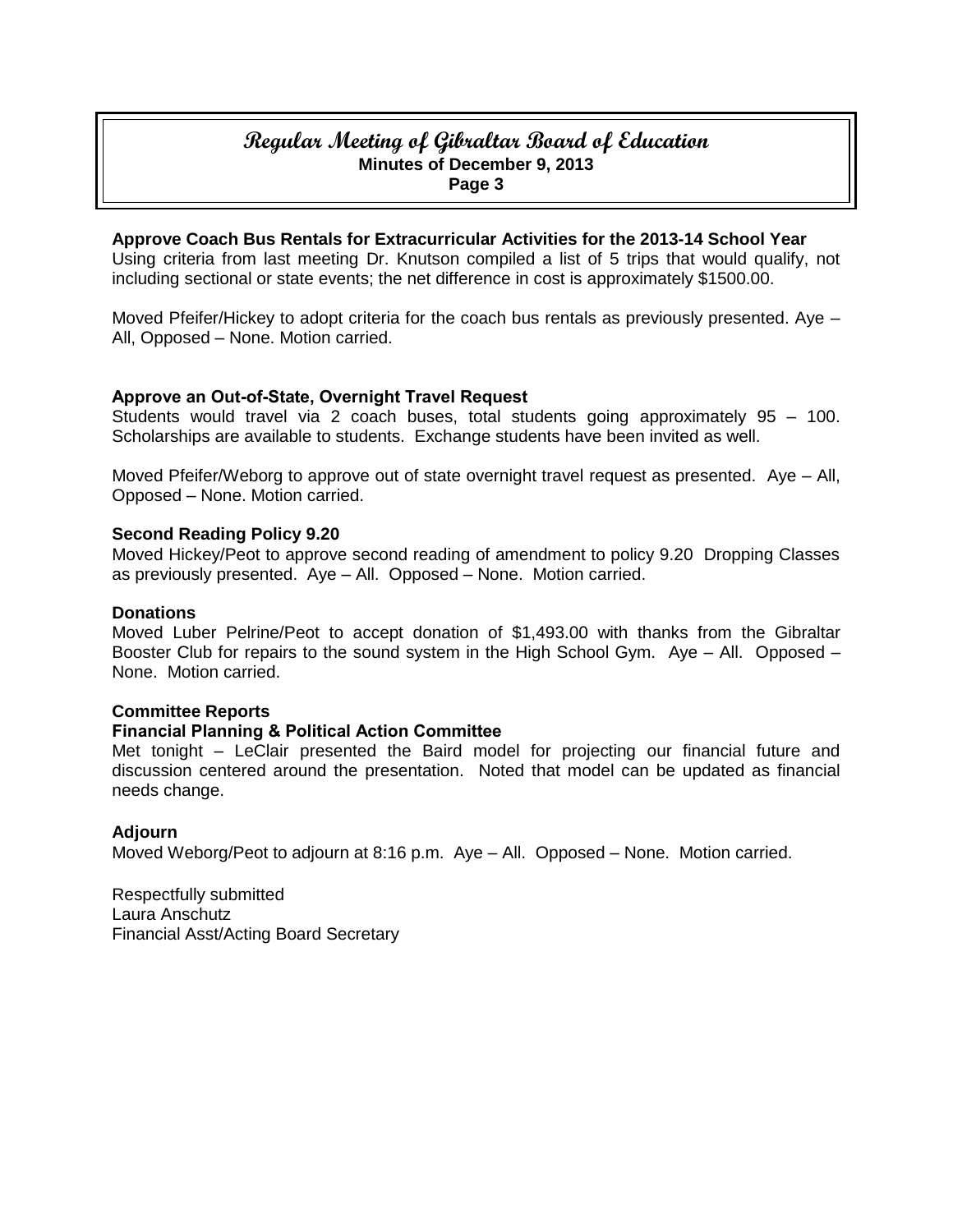**Approve Coach Bus Rentals for Extracurricular Activities for the 2013-14 School Year**

Using criteria from last meeting Dr. Knutson compiled a list of 5 trips that would qualify, not including sectional or state events; the net difference in cost is approximately $1500.00.

Moved Pfeifer/Hickey to adopt criteria for the coach bus rentals as previously presented. Aye – All, Opposed – None. Motion carried.

**Approve an Out-of-State, Overnight Travel Request**

Students would travel via 2 coach buses, total students going approximately 95 – 100. Scholarships are available to students. Exchange students have been invited as well.

Moved Pfeifer/Weborg to approve out of state overnight travel request as presented. Aye – All, Opposed – None. Motion carried.

**Second Reading Policy 9.20**

Moved Hickey/Peot to approve second reading of amendment to policy 9.20 Dropping Classes as previously presented. Aye – All. Opposed – None. Motion carried.

**Donations**

Moved Luber Pelrine/Peot to accept donation of $1,493.00 with thanks from the Gibraltar Booster Club for repairs to the sound system in the High School Gym. Aye – All. Opposed – None. Motion carried.

**Committee Reports**

**Financial Planning & Political Action Committee**

Met tonight – LeClair presented the Baird model for projecting our financial future and discussion centered around the presentation. Noted that model can be updated as financial needs change.

**Adjourn**

Moved Weborg/Peot to adjourn at 8:16 p.m. Aye – All. Opposed – None. Motion carried.

Respectfully submitted
Laura Anschutz
Financial Asst/Acting Board Secretary